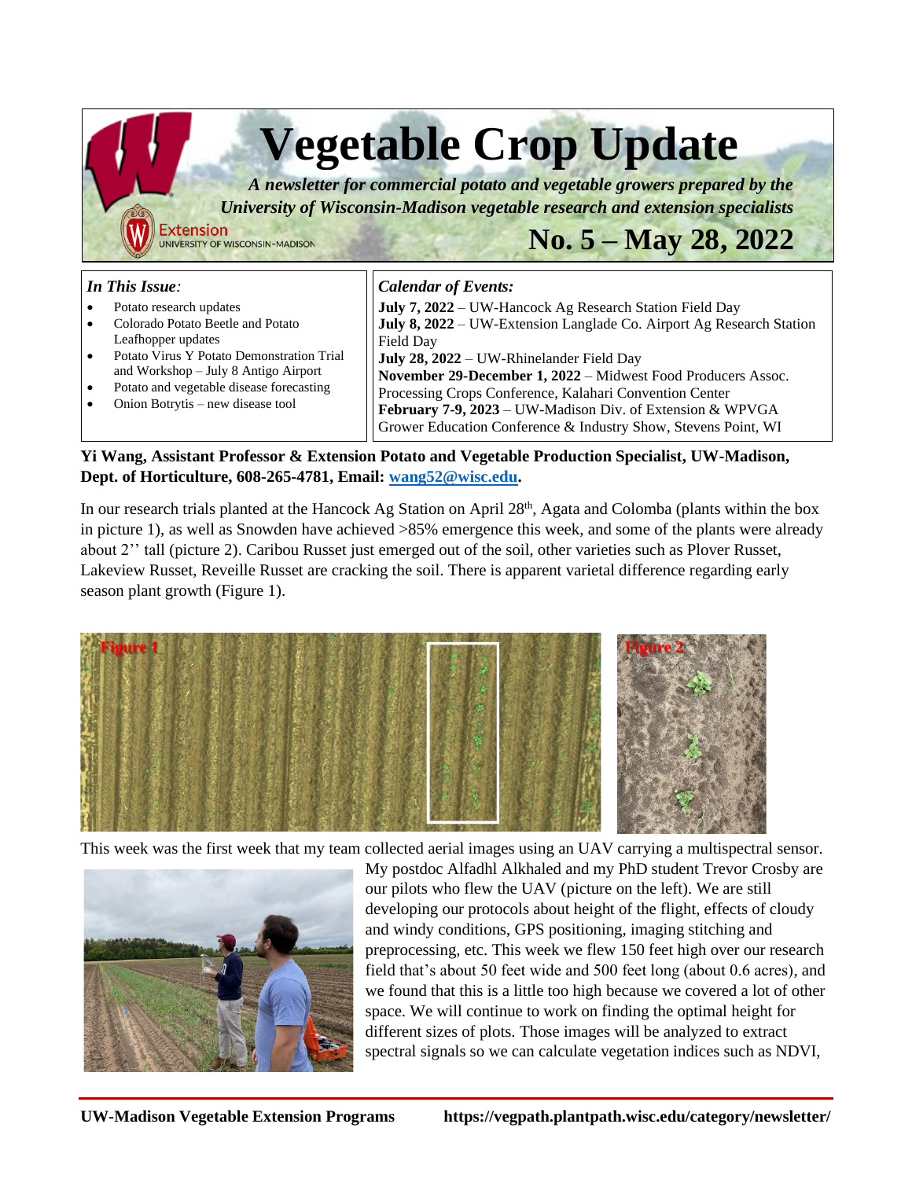# Vegetable Crop Update

***A newsletter for commercial potato and vegetable growers prepared by the University of Wisconsin-Madison vegetable research and extension specialists***

## No. 5 – May 28, 2022

***In This Issue:***

- Potato research updates
- Colorado Potato Beetle and Potato Leafhopper updates
- Potato Virus Y Potato Demonstration Trial and Workshop – July 8 Antigo Airport
- Potato and vegetable disease forecasting
- Onion Botrytis – new disease tool

***Calendar of Events:***

**July 7, 2022** – UW-Hancock Ag Research Station Field Day
**July 8, 2022** – UW-Extension Langlade Co. Airport Ag Research Station Field Day
**July 28, 2022** – UW-Rhinelander Field Day
**November 29-December 1, 2022** – Midwest Food Producers Assoc. Processing Crops Conference, Kalahari Convention Center
**February 7-9, 2023** – UW-Madison Div. of Extension & WPVGA Grower Education Conference & Industry Show, Stevens Point, WI

**Yi Wang, Assistant Professor & Extension Potato and Vegetable Production Specialist, UW-Madison, Dept. of Horticulture, 608-265-4781, Email: wang52@wisc.edu.**

In our research trials planted at the Hancock Ag Station on April 28th, Agata and Colomba (plants within the box in picture 1), as well as Snowden have achieved >85% emergence this week, and some of the plants were already about 2'' tall (picture 2). Caribou Russet just emerged out of the soil, other varieties such as Plover Russet, Lakeview Russet, Reveille Russet are cracking the soil. There is apparent varietal difference regarding early season plant growth (Figure 1).

Figure 1

Figure 2

This week was the first week that my team collected aerial images using an UAV carrying a multispectral sensor. My postdoc Alfadhl Alkhaled and my PhD student Trevor Crosby are our pilots who flew the UAV (picture on the left). We are still developing our protocols about height of the flight, effects of cloudy and windy conditions, GPS positioning, imaging stitching and preprocessing, etc. This week we flew 150 feet high over our research field that's about 50 feet wide and 500 feet long (about 0.6 acres), and we found that this is a little too high because we covered a lot of other space. We will continue to work on finding the optimal height for different sizes of plots. Those images will be analyzed to extract spectral signals so we can calculate vegetation indices such as NDVI,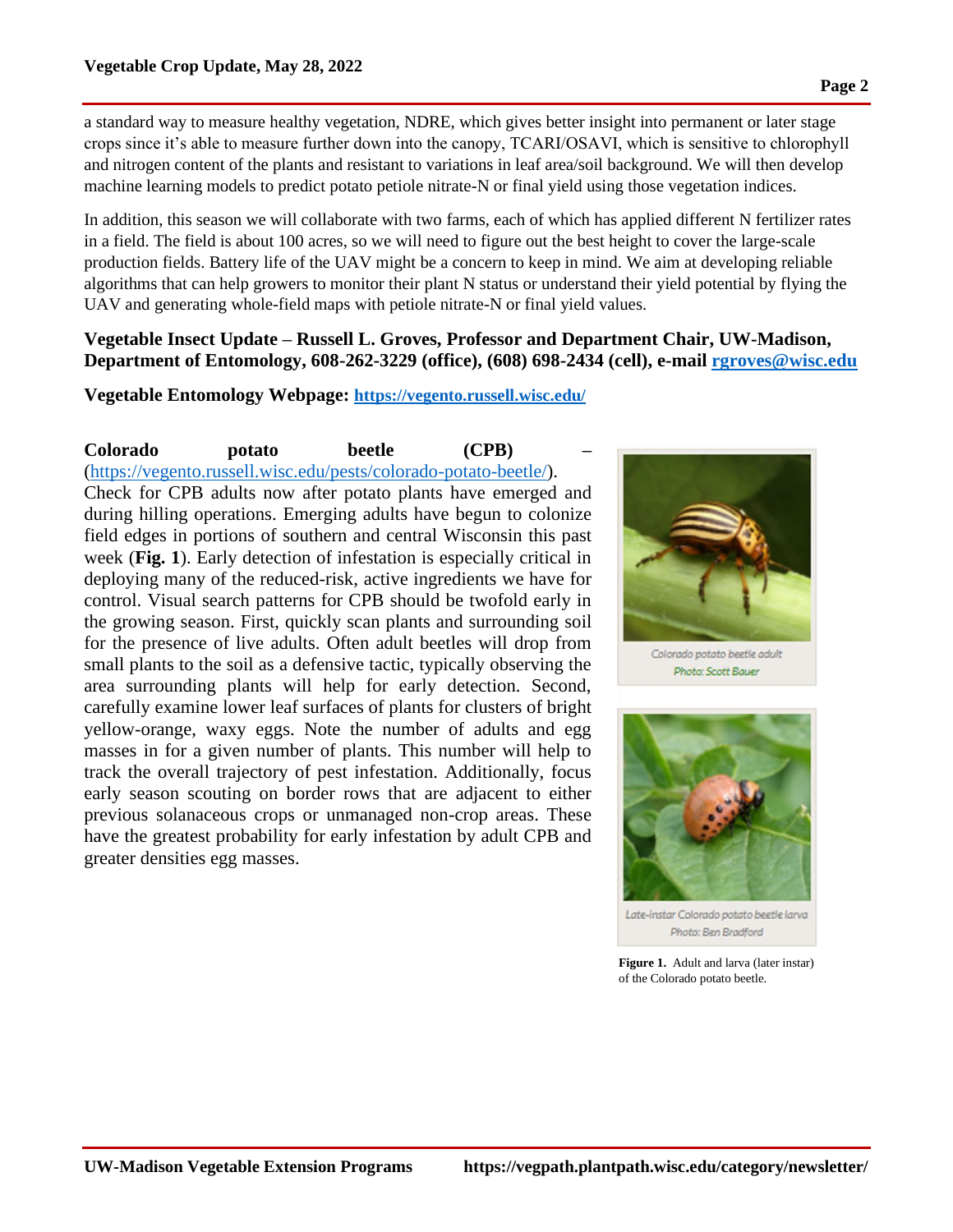a standard way to measure healthy vegetation, NDRE, which gives better insight into permanent or later stage crops since it's able to measure further down into the canopy, TCARI/OSAVI, which is sensitive to chlorophyll and nitrogen content of the plants and resistant to variations in leaf area/soil background. We will then develop machine learning models to predict potato petiole nitrate-N or final yield using those vegetation indices.

In addition, this season we will collaborate with two farms, each of which has applied different N fertilizer rates in a field. The field is about 100 acres, so we will need to figure out the best height to cover the large-scale production fields. Battery life of the UAV might be a concern to keep in mind. We aim at developing reliable algorithms that can help growers to monitor their plant N status or understand their yield potential by flying the UAV and generating whole-field maps with petiole nitrate-N or final yield values.

**Vegetable Insect Update – Russell L. Groves, Professor and Department Chair, UW-Madison, Department of Entomology, 608-262-3229 (office), (608) 698-2434 (cell), e-mail rgroves@wisc.edu**

**Vegetable Entomology Webpage: https://vegento.russell.wisc.edu/**

**Colorado potato beetle (CPB)** – (https://vegento.russell.wisc.edu/pests/colorado-potato-beetle/). Check for CPB adults now after potato plants have emerged and during hilling operations. Emerging adults have begun to colonize field edges in portions of southern and central Wisconsin this past week (**Fig. 1**). Early detection of infestation is especially critical in deploying many of the reduced-risk, active ingredients we have for control. Visual search patterns for CPB should be twofold early in the growing season. First, quickly scan plants and surrounding soil for the presence of live adults. Often adult beetles will drop from small plants to the soil as a defensive tactic, typically observing the area surrounding plants will help for early detection. Second, carefully examine lower leaf surfaces of plants for clusters of bright yellow-orange, waxy eggs. Note the number of adults and egg masses in for a given number of plants. This number will help to track the overall trajectory of pest infestation. Additionally, focus early season scouting on border rows that are adjacent to either previous solanaceous crops or unmanaged non-crop areas. These have the greatest probability for early infestation by adult CPB and greater densities egg masses.

Colorado potato beetle adult
Photo: Scott Bauer

Late-instar Colorado potato beetle larva
Photo: Ben Bradford

**Figure 1.** Adult and larva (later instar) of the Colorado potato beetle.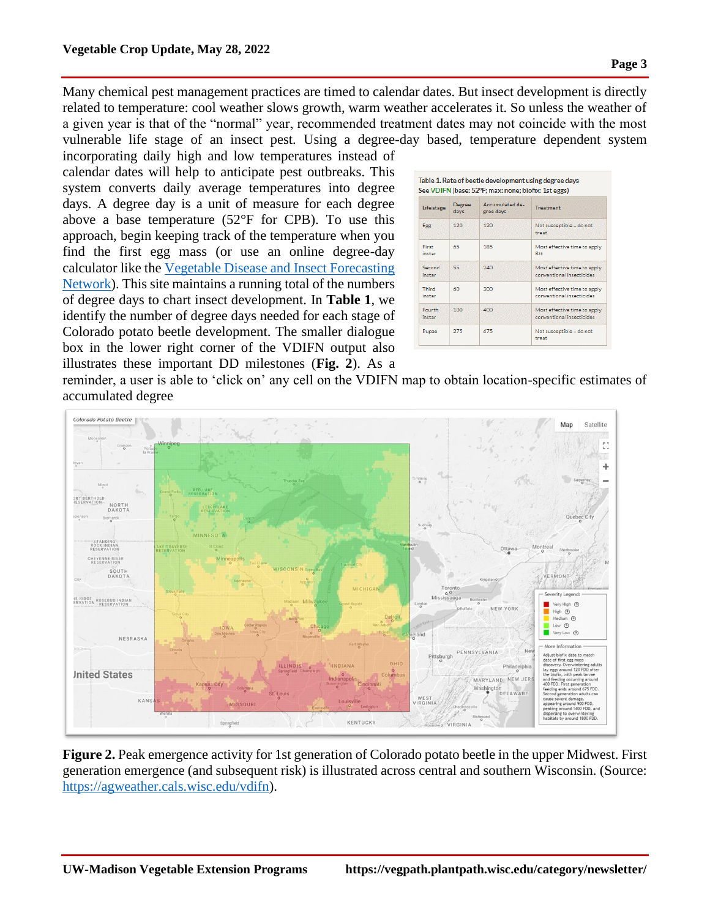Many chemical pest management practices are timed to calendar dates. But insect development is directly related to temperature: cool weather slows growth, warm weather accelerates it. So unless the weather of a given year is that of the "normal" year, recommended treatment dates may not coincide with the most vulnerable life stage of an insect pest. Using a degree-day based, temperature dependent system incorporating daily high and low temperatures instead of calendar dates will help to anticipate pest outbreaks. This system converts daily average temperatures into degree days. A degree day is a unit of measure for each degree above a base temperature (52°F for CPB). To use this approach, begin keeping track of the temperature when you find the first egg mass (or use an online degree-day calculator like the [Vegetable Disease and Insect Forecasting Network](https://agweather.cals.wisc.edu/vdifn)). This site maintains a running total of the numbers of degree days to chart insect development. In **Table 1**, we identify the number of degree days needed for each stage of Colorado potato beetle development. The smaller dialogue box in the lower right corner of the VDIFN output also illustrates these important DD milestones (**Fig. 2**). As a reminder, a user is able to 'click on' any cell on the VDIFN map to obtain location-specific estimates of accumulated degree

Table 1. Rate of beetle development using degree days
See VDIFN (base: 52°F; max: none; biofix: 1st eggs)

| Life stage | Degree days | Accumulated degree days | Treatment |
|---|---|---|---|
| Egg | 120 | 120 | Not susceptible – do not treat |
| First instar | 65 | 185 | Most effective time to apply Btt |
| Second instar | 55 | 240 | Most effective time to apply conventional insecticides |
| Third instar | 60 | 300 | Most effective time to apply conventional insecticides |
| Fourth instar | 100 | 400 | Most effective time to apply conventional insecticides |
| Pupae | 275 | 675 | Not susceptible – do not treat |

**Figure 2.** Peak emergence activity for 1st generation of Colorado potato beetle in the upper Midwest. First generation emergence (and subsequent risk) is illustrated across central and southern Wisconsin. (Source: https://agweather.cals.wisc.edu/vdifn).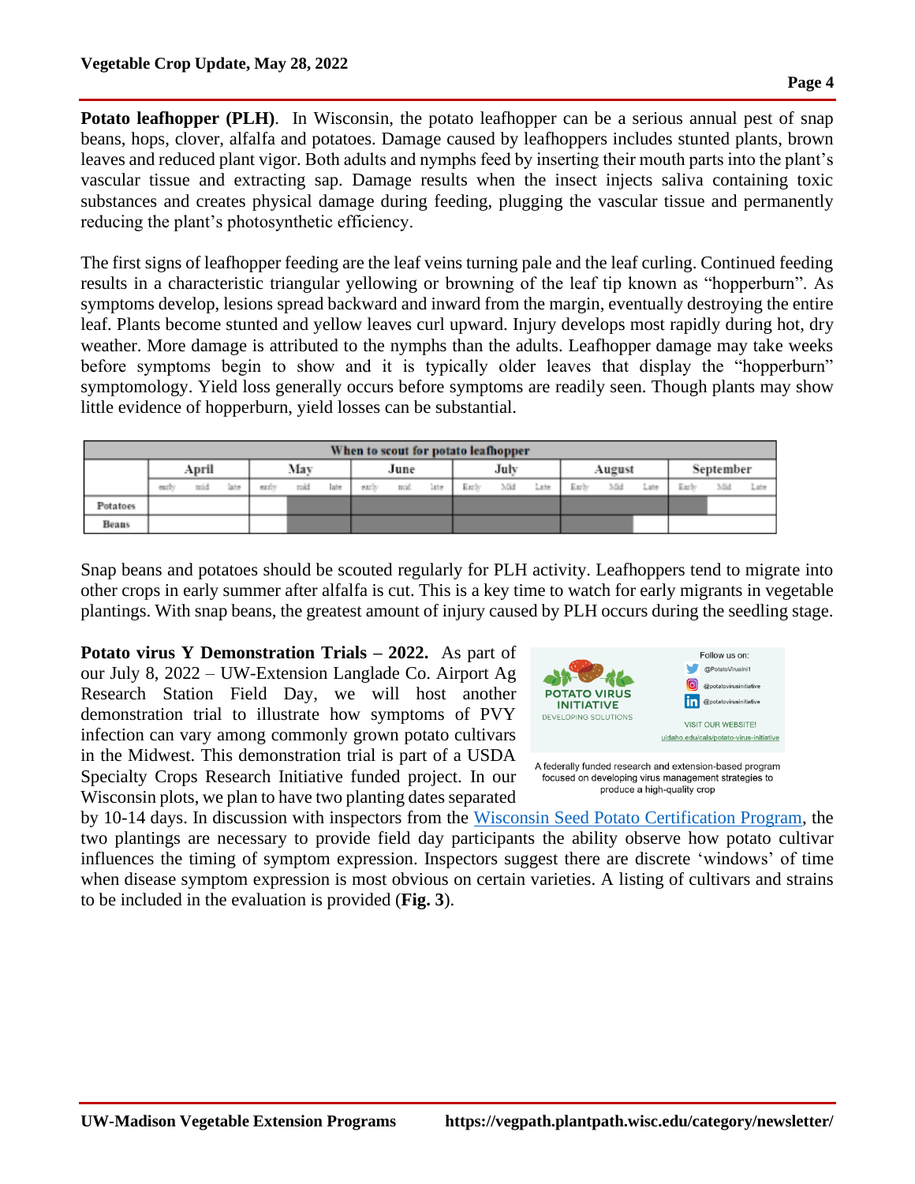**Potato leafhopper (PLH).** In Wisconsin, the potato leafhopper can be a serious annual pest of snap beans, hops, clover, alfalfa and potatoes. Damage caused by leafhoppers includes stunted plants, brown leaves and reduced plant vigor. Both adults and nymphs feed by inserting their mouth parts into the plant's vascular tissue and extracting sap. Damage results when the insect injects saliva containing toxic substances and creates physical damage during feeding, plugging the vascular tissue and permanently reducing the plant's photosynthetic efficiency.

The first signs of leafhopper feeding are the leaf veins turning pale and the leaf curling. Continued feeding results in a characteristic triangular yellowing or browning of the leaf tip known as "hopperburn". As symptoms develop, lesions spread backward and inward from the margin, eventually destroying the entire leaf. Plants become stunted and yellow leaves curl upward. Injury develops most rapidly during hot, dry weather. More damage is attributed to the nymphs than the adults. Leafhopper damage may take weeks before symptoms begin to show and it is typically older leaves that display the "hopperburn" symptomology. Yield loss generally occurs before symptoms are readily seen. Though plants may show little evidence of hopperburn, yield losses can be substantial.

**When to scout for potato leafhopper**

| | April | | | May | | | June | | | July | | | August | | | September | | |
|---|---|---|---|---|---|---|---|---|---|---|---|---|---|---|---|---|---|---|
| | early | mid | late | early | mid | late | early | mid | late | Early | Mid | Late | Early | Mid | Late | Early | Mid | Late |
| Potatoes | | | | | ■ | ■ | ■ | ■ | ■ | ■ | ■ | ■ | ■ | ■ | ■ | ■ | | |
| Beans | | | | | ■ | ■ | ■ | ■ | ■ | ■ | ■ | ■ | ■ | ■ | | | | |

Snap beans and potatoes should be scouted regularly for PLH activity. Leafhoppers tend to migrate into other crops in early summer after alfalfa is cut. This is a key time to watch for early migrants in vegetable plantings. With snap beans, the greatest amount of injury caused by PLH occurs during the seedling stage.

**Potato virus Y Demonstration Trials – 2022.** As part of our July 8, 2022 – UW-Extension Langlade Co. Airport Ag Research Station Field Day, we will host another demonstration trial to illustrate how symptoms of PVY infection can vary among commonly grown potato cultivars in the Midwest. This demonstration trial is part of a USDA Specialty Crops Research Initiative funded project. In our Wisconsin plots, we plan to have two planting dates separated by 10-14 days. In discussion with inspectors from the [Wisconsin Seed Potato Certification Program](), the two plantings are necessary to provide field day participants the ability observe how potato cultivar influences the timing of symptom expression. Inspectors suggest there are discrete 'windows' of time when disease symptom expression is most obvious on certain varieties. A listing of cultivars and strains to be included in the evaluation is provided (**Fig. 3**).

A federally funded research and extension-based program focused on developing virus management strategies to produce a high-quality crop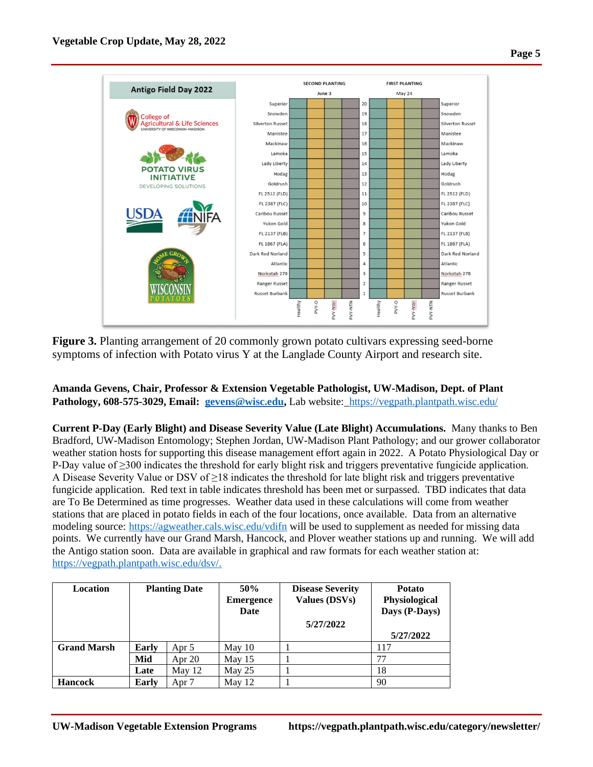**Figure 3.** Planting arrangement of 20 commonly grown potato cultivars expressing seed-borne symptoms of infection with Potato virus Y at the Langlade County Airport and research site.

**Amanda Gevens, Chair, Professor & Extension Vegetable Pathologist, UW-Madison, Dept. of Plant Pathology, 608-575-3029, Email: gevens@wisc.edu,** Lab website: https://vegpath.plantpath.wisc.edu/

**Current P-Day (Early Blight) and Disease Severity Value (Late Blight) Accumulations.** Many thanks to Ben Bradford, UW-Madison Entomology; Stephen Jordan, UW-Madison Plant Pathology; and our grower collaborator weather station hosts for supporting this disease management effort again in 2022. A Potato Physiological Day or P-Day value of ≥300 indicates the threshold for early blight risk and triggers preventative fungicide application. A Disease Severity Value or DSV of ≥18 indicates the threshold for late blight risk and triggers preventative fungicide application. Red text in table indicates threshold has been met or surpassed. TBD indicates that data are To Be Determined as time progresses. Weather data used in these calculations will come from weather stations that are placed in potato fields in each of the four locations, once available. Data from an alternative modeling source: https://agweather.cals.wisc.edu/vdifn will be used to supplement as needed for missing data points. We currently have our Grand Marsh, Hancock, and Plover weather stations up and running. We will add the Antigo station soon. Data are available in graphical and raw formats for each weather station at: https://vegpath.plantpath.wisc.edu/dsv/.

| Location | Planting Date | | 50% Emergence Date | Disease Severity Values (DSVs) 5/27/2022 | Potato Physiological Days (P-Days) 5/27/2022 |
|---|---|---|---|---|---|
| **Grand Marsh** | **Early** | Apr 5 | May 10 | 1 | 117 |
| | **Mid** | Apr 20 | May 15 | 1 | 77 |
| | **Late** | May 12 | May 25 | 1 | 18 |
| **Hancock** | **Early** | Apr 7 | May 12 | 1 | 90 |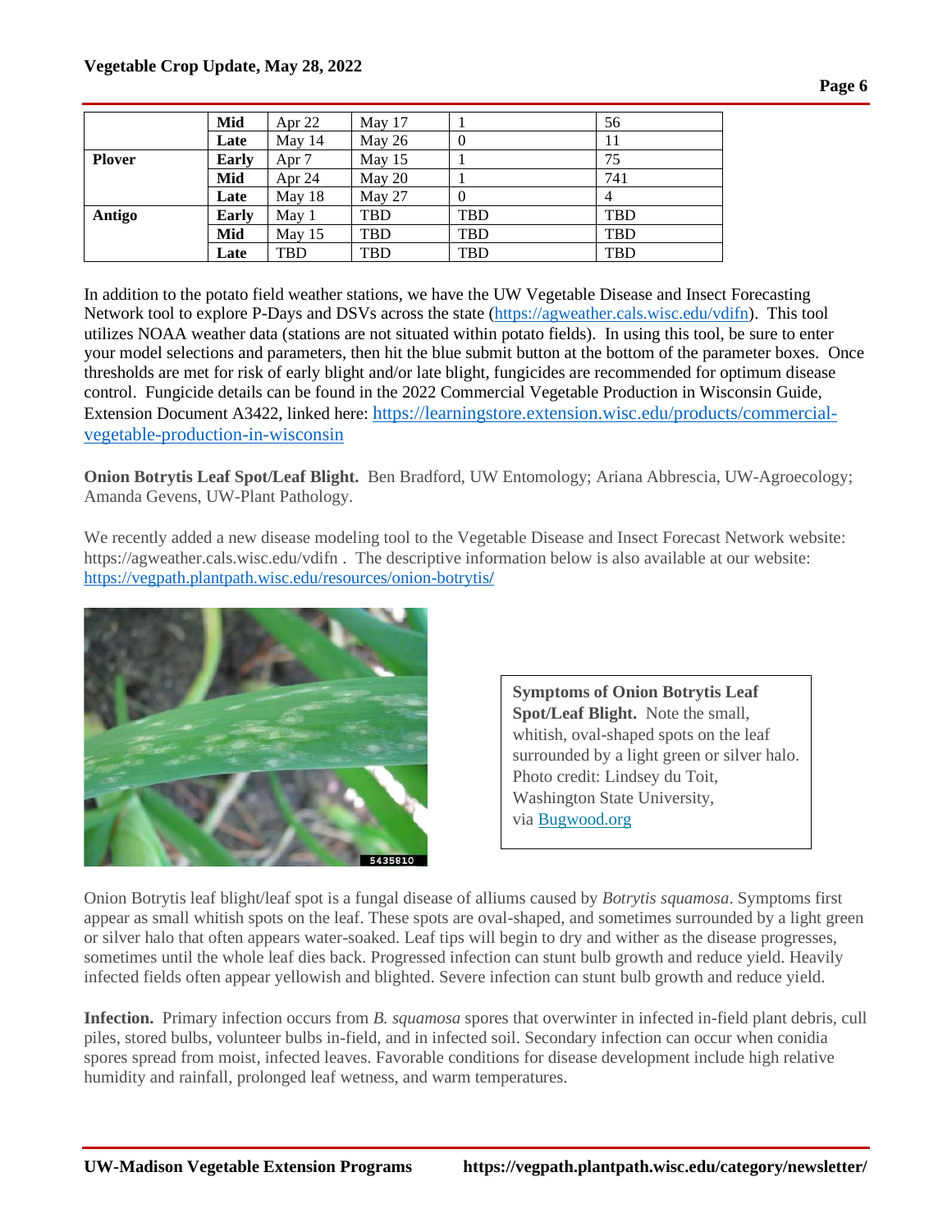| | Mid | Apr 22 | May 17 | 1 | 56 |
|---|---|---|---|---|---|
| | Late | May 14 | May 26 | 0 | 11 |
| **Plover** | **Early** | Apr 7 | May 15 | 1 | 75 |
| | **Mid** | Apr 24 | May 20 | 1 | 741 |
| | **Late** | May 18 | May 27 | 0 | 4 |
| **Antigo** | **Early** | May 1 | TBD | TBD | TBD |
| | **Mid** | May 15 | TBD | TBD | TBD |
| | **Late** | TBD | TBD | TBD | TBD |

In addition to the potato field weather stations, we have the UW Vegetable Disease and Insect Forecasting Network tool to explore P-Days and DSVs across the state (https://agweather.cals.wisc.edu/vdifn). This tool utilizes NOAA weather data (stations are not situated within potato fields). In using this tool, be sure to enter your model selections and parameters, then hit the blue submit button at the bottom of the parameter boxes. Once thresholds are met for risk of early blight and/or late blight, fungicides are recommended for optimum disease control. Fungicide details can be found in the 2022 Commercial Vegetable Production in Wisconsin Guide, Extension Document A3422, linked here: https://learningstore.extension.wisc.edu/products/commercial-vegetable-production-in-wisconsin

**Onion Botrytis Leaf Spot/Leaf Blight.** Ben Bradford, UW Entomology; Ariana Abbrescia, UW-Agroecology; Amanda Gevens, UW-Plant Pathology.

We recently added a new disease modeling tool to the Vegetable Disease and Insect Forecast Network website: https://agweather.cals.wisc.edu/vdifn . The descriptive information below is also available at our website: https://vegpath.plantpath.wisc.edu/resources/onion-botrytis/

**Symptoms of Onion Botrytis Leaf Spot/Leaf Blight.** Note the small, whitish, oval-shaped spots on the leaf surrounded by a light green or silver halo. Photo credit: Lindsey du Toit, Washington State University, via Bugwood.org

Onion Botrytis leaf blight/leaf spot is a fungal disease of alliums caused by *Botrytis squamosa*. Symptoms first appear as small whitish spots on the leaf. These spots are oval-shaped, and sometimes surrounded by a light green or silver halo that often appears water-soaked. Leaf tips will begin to dry and wither as the disease progresses, sometimes until the whole leaf dies back. Progressed infection can stunt bulb growth and reduce yield. Heavily infected fields often appear yellowish and blighted. Severe infection can stunt bulb growth and reduce yield.

**Infection.** Primary infection occurs from *B. squamosa* spores that overwinter in infected in-field plant debris, cull piles, stored bulbs, volunteer bulbs in-field, and in infected soil. Secondary infection can occur when conidia spores spread from moist, infected leaves. Favorable conditions for disease development include high relative humidity and rainfall, prolonged leaf wetness, and warm temperatures.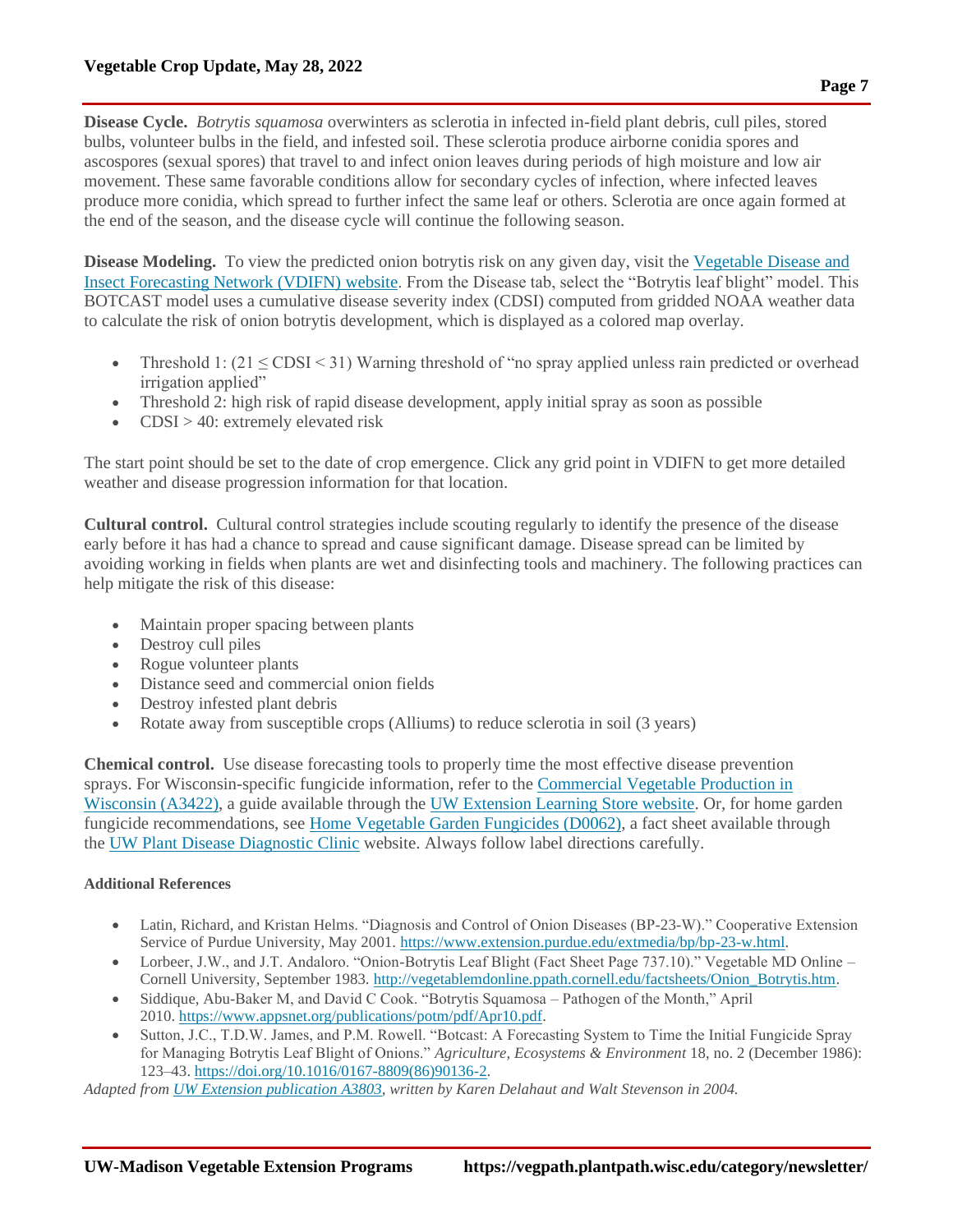**Disease Cycle.** *Botrytis squamosa* overwinters as sclerotia in infected in-field plant debris, cull piles, stored bulbs, volunteer bulbs in the field, and infested soil. These sclerotia produce airborne conidia spores and ascospores (sexual spores) that travel to and infect onion leaves during periods of high moisture and low air movement. These same favorable conditions allow for secondary cycles of infection, where infected leaves produce more conidia, which spread to further infect the same leaf or others. Sclerotia are once again formed at the end of the season, and the disease cycle will continue the following season.

**Disease Modeling.** To view the predicted onion botrytis risk on any given day, visit the [Vegetable Disease and Insect Forecasting Network (VDIFN) website](). From the Disease tab, select the "Botrytis leaf blight" model. This BOTCAST model uses a cumulative disease severity index (CDSI) computed from gridded NOAA weather data to calculate the risk of onion botrytis development, which is displayed as a colored map overlay.

- Threshold 1: ($21 \leq$ CDSI $< 31$) Warning threshold of "no spray applied unless rain predicted or overhead irrigation applied"
- Threshold 2: high risk of rapid disease development, apply initial spray as soon as possible
- CDSI $> 40$: extremely elevated risk

The start point should be set to the date of crop emergence. Click any grid point in VDIFN to get more detailed weather and disease progression information for that location.

**Cultural control.** Cultural control strategies include scouting regularly to identify the presence of the disease early before it has had a chance to spread and cause significant damage. Disease spread can be limited by avoiding working in fields when plants are wet and disinfecting tools and machinery. The following practices can help mitigate the risk of this disease:

- Maintain proper spacing between plants
- Destroy cull piles
- Rogue volunteer plants
- Distance seed and commercial onion fields
- Destroy infested plant debris
- Rotate away from susceptible crops (Alliums) to reduce sclerotia in soil (3 years)

**Chemical control.** Use disease forecasting tools to properly time the most effective disease prevention sprays. For Wisconsin-specific fungicide information, refer to the Commercial Vegetable Production in Wisconsin (A3422), a guide available through the UW Extension Learning Store website. Or, for home garden fungicide recommendations, see Home Vegetable Garden Fungicides (D0062), a fact sheet available through the UW Plant Disease Diagnostic Clinic website. Always follow label directions carefully.

#### Additional References

- Latin, Richard, and Kristan Helms. "Diagnosis and Control of Onion Diseases (BP-23-W)." Cooperative Extension Service of Purdue University, May 2001. https://www.extension.purdue.edu/extmedia/bp/bp-23-w.html.
- Lorbeer, J.W., and J.T. Andaloro. "Onion-Botrytis Leaf Blight (Fact Sheet Page 737.10)." Vegetable MD Online – Cornell University, September 1983. http://vegetablemdonline.ppath.cornell.edu/factsheets/Onion_Botrytis.htm.
- Siddique, Abu-Baker M, and David C Cook. "Botrytis Squamosa – Pathogen of the Month," April 2010. https://www.appsnet.org/publications/potm/pdf/Apr10.pdf.
- Sutton, J.C., T.D.W. James, and P.M. Rowell. "Botcast: A Forecasting System to Time the Initial Fungicide Spray for Managing Botrytis Leaf Blight of Onions." *Agriculture, Ecosystems & Environment* 18, no. 2 (December 1986): 123–43. https://doi.org/10.1016/0167-8809(86)90136-2.

*Adapted from UW Extension publication A3803, written by Karen Delahaut and Walt Stevenson in 2004.*